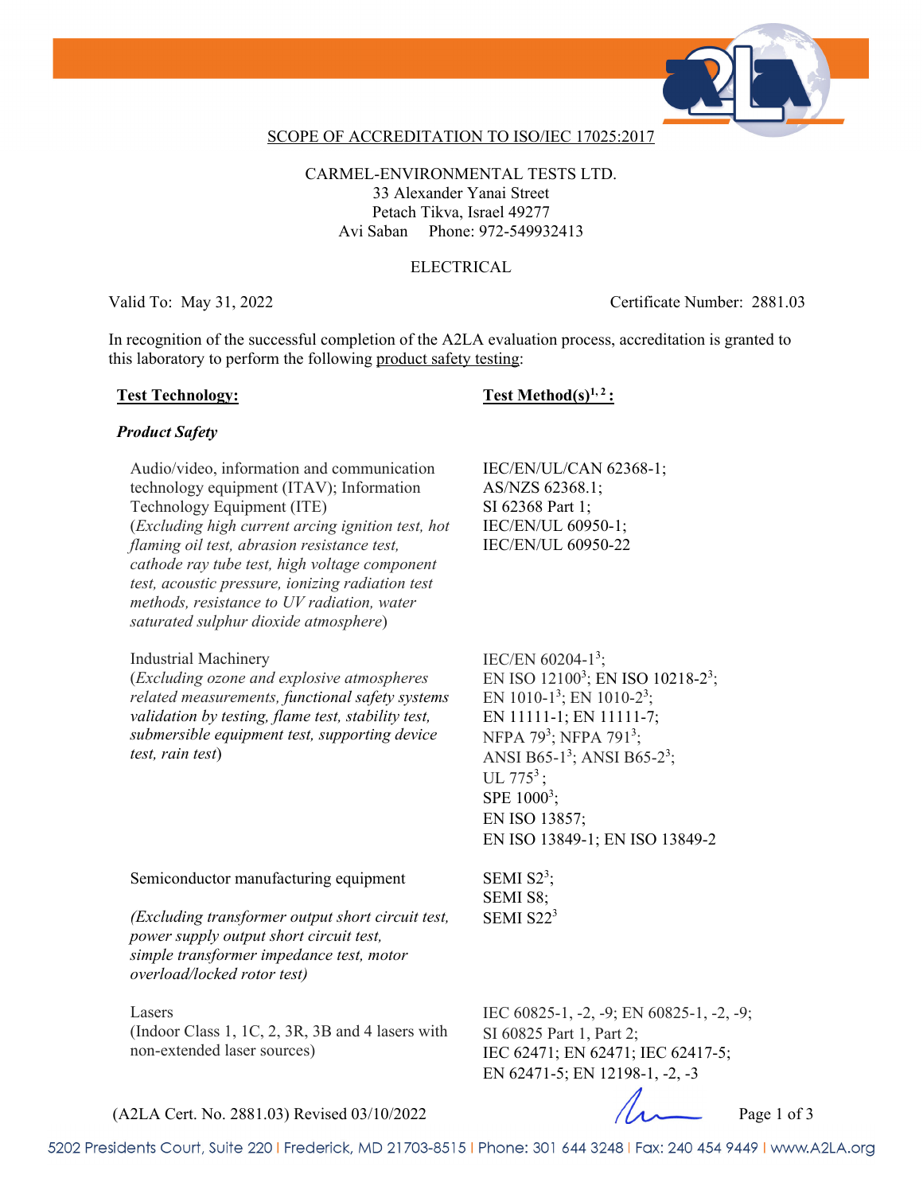SCOPE OF ACCREDITATION TO ISO/IEC 17025:2017

CARMEL-ENVIRONMENTAL TESTS LTD.
33 Alexander Yanai Street
Petach Tikva, Israel 49277
Avi Saban    Phone: 972-549932413

ELECTRICAL

Valid To: May 31, 2022    Certificate Number: 2881.03

In recognition of the successful completion of the A2LA evaluation process, accreditation is granted to this laboratory to perform the following product safety testing:

| **Test Technology:** | **Test Method(s)[1, 2]:** |
|---|---|
| ***Product Safety*** | |
| Audio/video, information and communication technology equipment (ITAV); Information Technology Equipment (ITE) (*Excluding high current arcing ignition test, hot flaming oil test, abrasion resistance test, cathode ray tube test, high voltage component test, acoustic pressure, ionizing radiation test methods, resistance to UV radiation, water saturated sulphur dioxide atmosphere*) | IEC/EN/UL/CAN 62368-1; AS/NZS 62368.1; SI 62368 Part 1; IEC/EN/UL 60950-1; IEC/EN/UL 60950-22 |
| Industrial Machinery (*Excluding ozone and explosive atmospheres related measurements, functional safety systems validation by testing, flame test, stability test, submersible equipment test, supporting device test, rain test*) | IEC/EN 60204-1[3]; EN ISO 12100[3]; EN ISO 10218-2[3]; EN 1010-1[3]; EN 1010-2[3]; EN 11111-1; EN 11111-7; NFPA 79[3]; NFPA 791[3]; ANSI B65-1[3]; ANSI B65-2[3]; UL 775[3]; SPE 1000[3]; EN ISO 13857; EN ISO 13849-1; EN ISO 13849-2 |
| Semiconductor manufacturing equipment (*Excluding transformer output short circuit test, power supply output short circuit test, simple transformer impedance test, motor overload/locked rotor test*) | SEMI S2[3]; SEMI S8; SEMI S22[3] |
| Lasers (Indoor Class 1, 1C, 2, 3R, 3B and 4 lasers with non-extended laser sources) | IEC 60825-1, -2, -9; EN 60825-1, -2, -9; SI 60825 Part 1, Part 2; IEC 62471; EN 62471; IEC 62417-5; EN 62471-5; EN 12198-1, -2, -3 |

(A2LA Cert. No. 2881.03) Revised 03/10/2022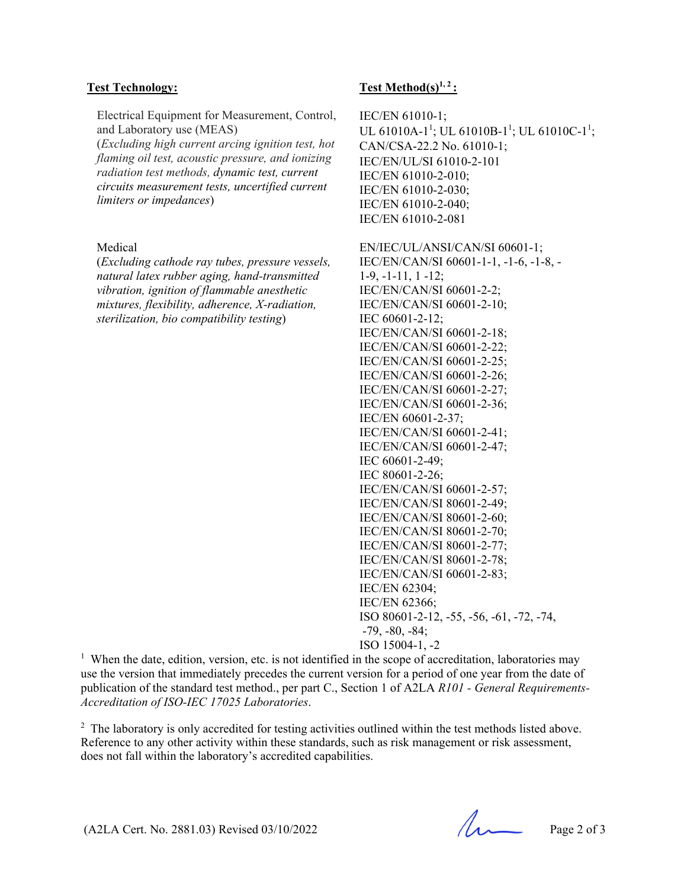| Test Technology: | Test Method(s)[1, 2]: |
| --- | --- |
| Electrical Equipment for Measurement, Control, and Laboratory use (MEAS) (*Excluding high current arcing ignition test, hot flaming oil test, acoustic pressure, and ionizing radiation test methods, dynamic test, current circuits measurement tests, uncertified current limiters or impedances*) | IEC/EN 61010-1; UL 61010A-1[1]; UL 61010B-1[1]; UL 61010C-1[1]; CAN/CSA-22.2 No. 61010-1; IEC/EN/UL/SI 61010-2-101 IEC/EN 61010-2-010; IEC/EN 61010-2-030; IEC/EN 61010-2-040; IEC/EN 61010-2-081 |
| Medical (*Excluding cathode ray tubes, pressure vessels, natural latex rubber aging, hand-transmitted vibration, ignition of flammable anesthetic mixtures, flexibility, adherence, X-radiation, sterilization, bio compatibility testing*) | EN/IEC/UL/ANSI/CAN/SI 60601-1; IEC/EN/CAN/SI 60601-1-1, -1-6, -1-8, -1-9, -1-11, 1 -12; IEC/EN/CAN/SI 60601-2-2; IEC/EN/CAN/SI 60601-2-10; IEC 60601-2-12; IEC/EN/CAN/SI 60601-2-18; IEC/EN/CAN/SI 60601-2-22; IEC/EN/CAN/SI 60601-2-25; IEC/EN/CAN/SI 60601-2-26; IEC/EN/CAN/SI 60601-2-27; IEC/EN/CAN/SI 60601-2-36; IEC/EN 60601-2-37; IEC/EN/CAN/SI 60601-2-41; IEC/EN/CAN/SI 60601-2-47; IEC 60601-2-49; IEC 80601-2-26; IEC/EN/CAN/SI 60601-2-57; IEC/EN/CAN/SI 80601-2-49; IEC/EN/CAN/SI 80601-2-60; IEC/EN/CAN/SI 80601-2-70; IEC/EN/CAN/SI 80601-2-77; IEC/EN/CAN/SI 80601-2-78; IEC/EN/CAN/SI 60601-2-83; IEC/EN 62304; IEC/EN 62366; ISO 80601-2-12, -55, -56, -61, -72, -74, -79, -80, -84; ISO 15004-1, -2 |

[1] When the date, edition, version, etc. is not identified in the scope of accreditation, laboratories may use the version that immediately precedes the current version for a period of one year from the date of publication of the standard test method., per part C., Section 1 of A2LA *R101 - General Requirements-Accreditation of ISO-IEC 17025 Laboratories*.

[2] The laboratory is only accredited for testing activities outlined within the test methods listed above. Reference to any other activity within these standards, such as risk management or risk assessment, does not fall within the laboratory's accredited capabilities.

(A2LA Cert. No. 2881.03) Revised 03/10/2022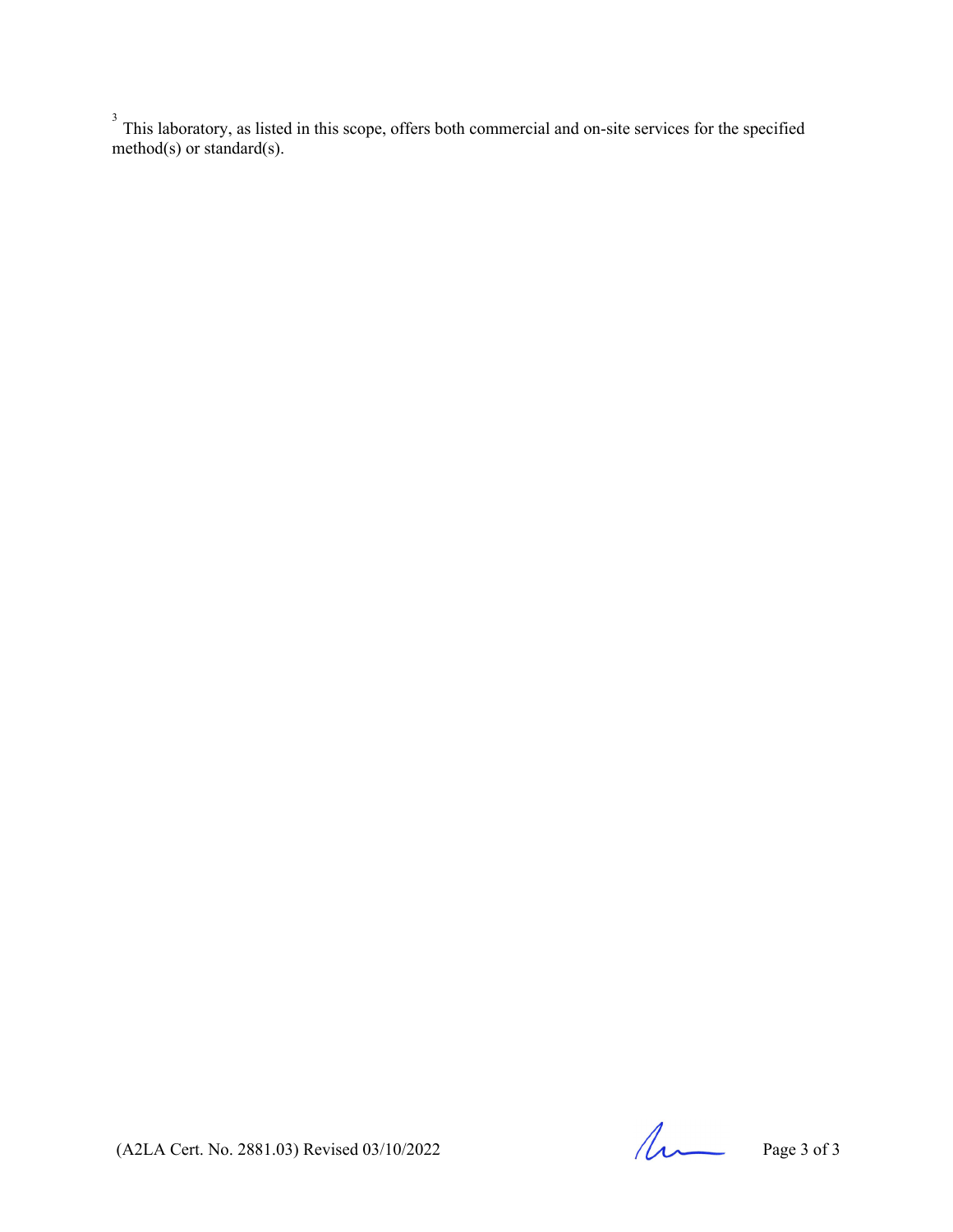[3] This laboratory, as listed in this scope, offers both commercial and on-site services for the specified method(s) or standard(s).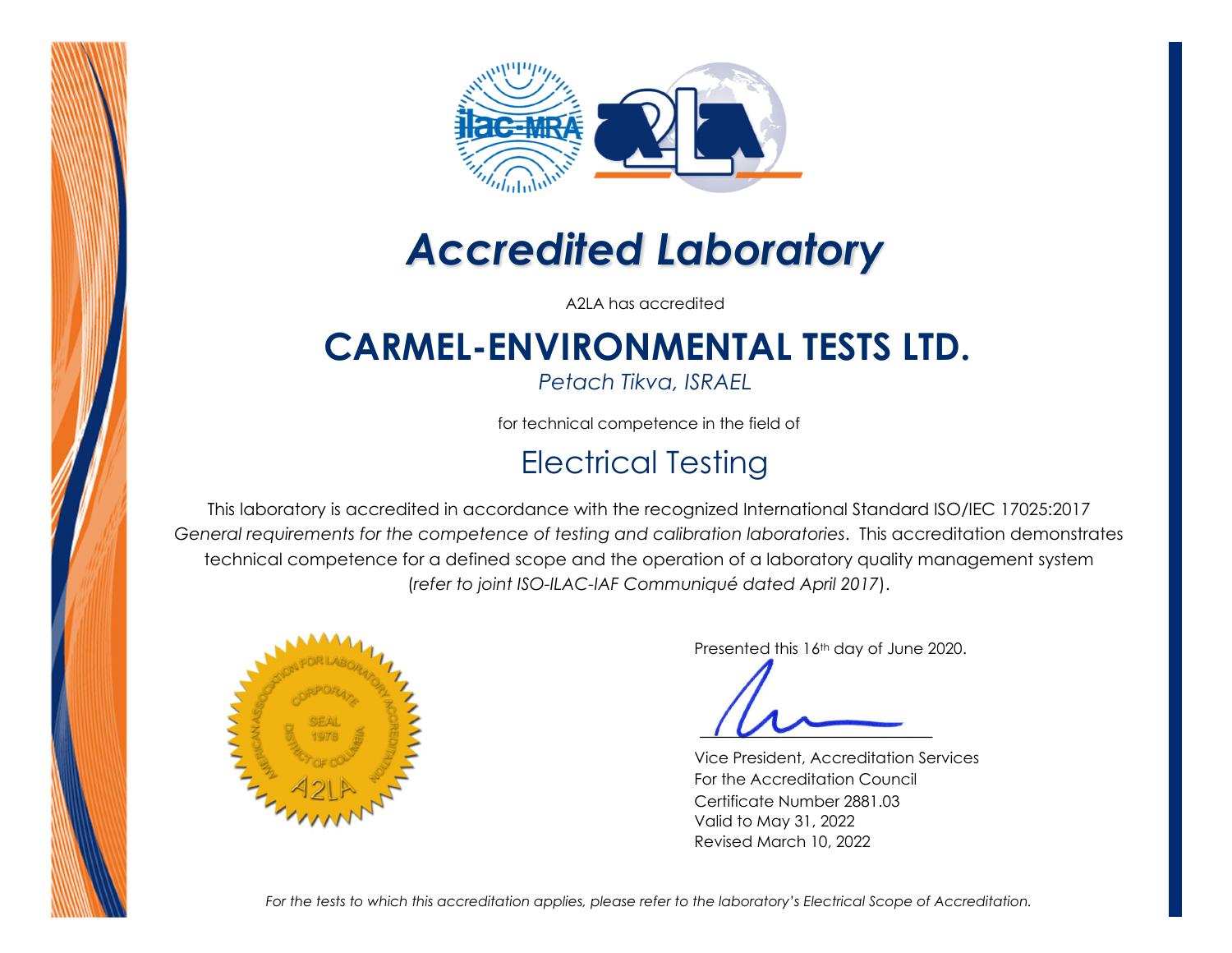# *Accredited Laboratory*

A2LA has accredited

## CARMEL-ENVIRONMENTAL TESTS LTD.

*Petach Tikva, ISRAEL*

for technical competence in the field of

## Electrical Testing

This laboratory is accredited in accordance with the recognized International Standard ISO/IEC 17025:2017 *General requirements for the competence of testing and calibration laboratories*. This accreditation demonstrates technical competence for a defined scope and the operation of a laboratory quality management system (*refer to joint ISO-ILAC-IAF Communiqué dated April 2017*).

Presented this 16th day of June 2020.

Vice President, Accreditation Services
For the Accreditation Council
Certificate Number 2881.03
Valid to May 31, 2022
Revised March 10, 2022

*For the tests to which this accreditation applies, please refer to the laboratory's Electrical Scope of Accreditation.*